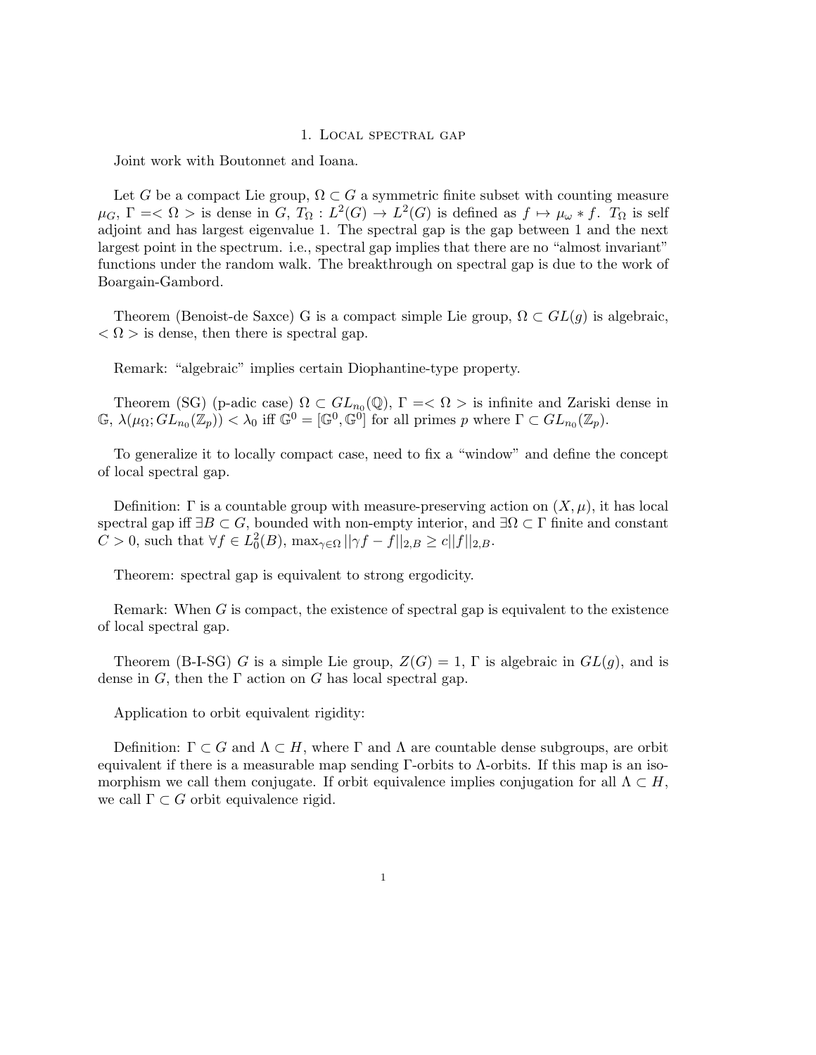# 1. Local spectral gap

Joint work with Boutonnet and Ioana.

Let $G$ be a compact Lie group, $\Omega \subset G$ a symmetric finite subset with counting measure $\mu_G$, $\Gamma =< \Omega >$ is dense in $G$, $T_\Omega : L^2(G) \to L^2(G)$ is defined as $f \mapsto \mu_\omega * f$. $T_\Omega$ is self adjoint and has largest eigenvalue 1. The spectral gap is the gap between 1 and the next largest point in the spectrum. i.e., spectral gap implies that there are no "almost invariant" functions under the random walk. The breakthrough on spectral gap is due to the work of Boargain-Gambord.

Theorem (Benoist-de Saxce) G is a compact simple Lie group, $\Omega \subset GL(g)$ is algebraic, $< \Omega >$ is dense, then there is spectral gap.

Remark: "algebraic" implies certain Diophantine-type property.

Theorem (SG) (p-adic case) $\Omega \subset GL_{n_0}(\mathbb{Q})$, $\Gamma =< \Omega >$ is infinite and Zariski dense in $\mathbb{G}$, $\lambda(\mu_\Omega; GL_{n_0}(\mathbb{Z}_p)) < \lambda_0$ iff $\mathbb{G}^0 = [\mathbb{G}^0, \mathbb{G}^0]$ for all primes $p$ where $\Gamma \subset GL_{n_0}(\mathbb{Z}_p)$.

To generalize it to locally compact case, need to fix a "window" and define the concept of local spectral gap.

Definition: $\Gamma$ is a countable group with measure-preserving action on $(X, \mu)$, it has local spectral gap iff $\exists B \subset G$, bounded with non-empty interior, and $\exists \Omega \subset \Gamma$ finite and constant $C > 0$, such that $\forall f \in L^2_0(B)$, $\max_{\gamma \in \Omega} ||\gamma f - f||_{2,B} \geq c||f||_{2,B}$.

Theorem: spectral gap is equivalent to strong ergodicity.

Remark: When $G$ is compact, the existence of spectral gap is equivalent to the existence of local spectral gap.

Theorem (B-I-SG) $G$ is a simple Lie group, $Z(G) = 1$, $\Gamma$ is algebraic in $GL(g)$, and is dense in $G$, then the $\Gamma$ action on $G$ has local spectral gap.

Application to orbit equivalent rigidity:

Definition: $\Gamma \subset G$ and $\Lambda \subset H$, where $\Gamma$ and $\Lambda$ are countable dense subgroups, are orbit equivalent if there is a measurable map sending $\Gamma$-orbits to $\Lambda$-orbits. If this map is an isomorphism we call them conjugate. If orbit equivalence implies conjugation for all $\Lambda \subset H$, we call $\Gamma \subset G$ orbit equivalence rigid.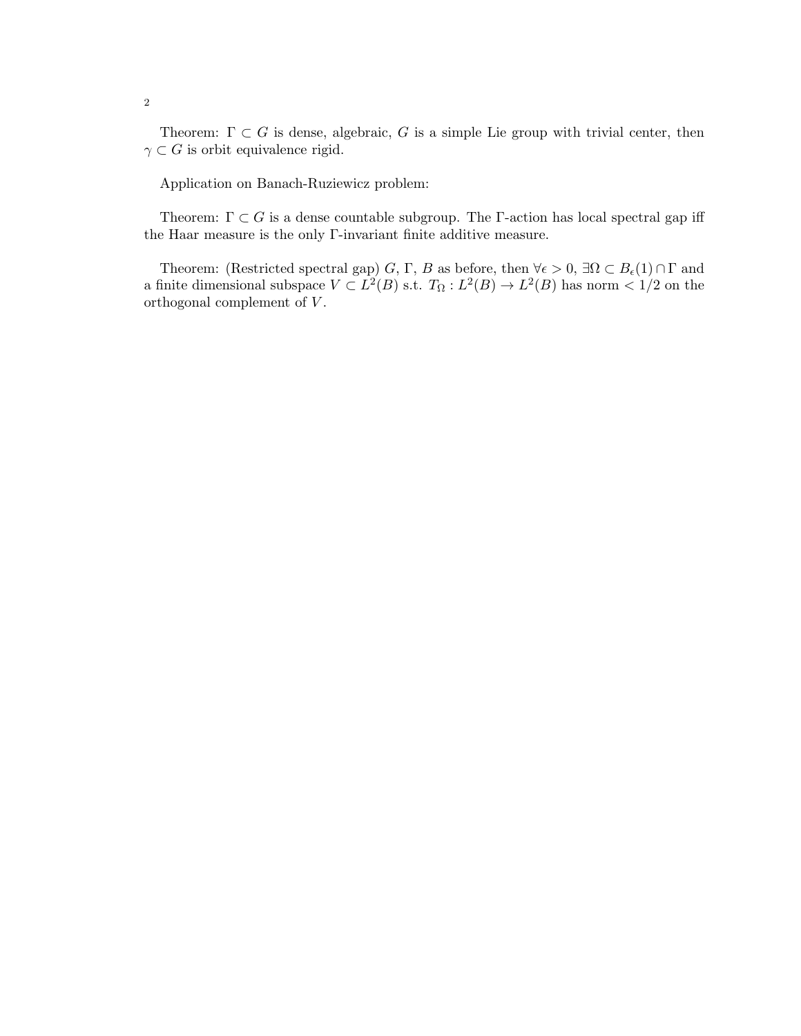Theorem: $\Gamma \subset G$ is dense, algebraic, $G$ is a simple Lie group with trivial center, then $\gamma \subset G$ is orbit equivalence rigid.

Application on Banach-Ruziewicz problem:

Theorem: $\Gamma \subset G$ is a dense countable subgroup. The $\Gamma$-action has local spectral gap iff the Haar measure is the only $\Gamma$-invariant finite additive measure.

Theorem: (Restricted spectral gap) $G$, $\Gamma$, $B$ as before, then $\forall \epsilon > 0$, $\exists \Omega \subset B_\epsilon(1) \cap \Gamma$ and a finite dimensional subspace $V \subset L^2(B)$ s.t. $T_\Omega : L^2(B) \to L^2(B)$ has norm $< 1/2$ on the orthogonal complement of $V$.